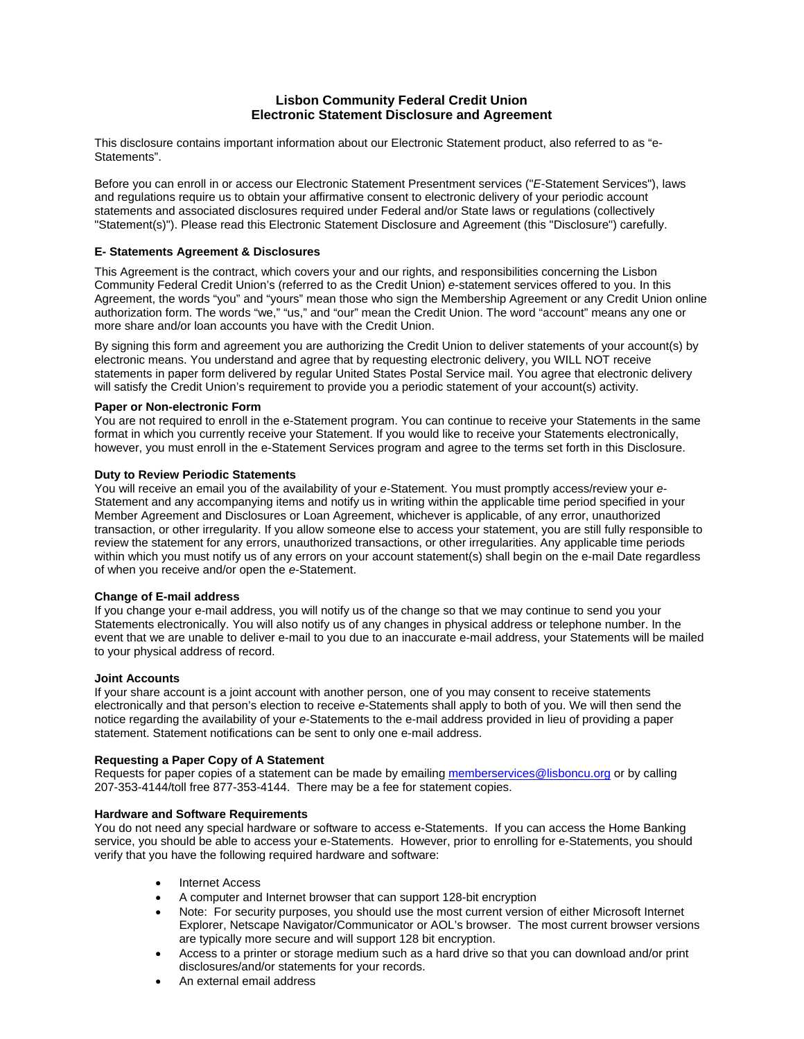# Lisbon Community Federal Credit Union
# Electronic Statement Disclosure and Agreement

This disclosure contains important information about our Electronic Statement product, also referred to as "e-Statements".

Before you can enroll in or access our Electronic Statement Presentment services ("*E*-Statement Services"), laws and regulations require us to obtain your affirmative consent to electronic delivery of your periodic account statements and associated disclosures required under Federal and/or State laws or regulations (collectively "Statement(s)"). Please read this Electronic Statement Disclosure and Agreement (this "Disclosure") carefully.

### E- Statements Agreement & Disclosures

This Agreement is the contract, which covers your and our rights, and responsibilities concerning the Lisbon Community Federal Credit Union's (referred to as the Credit Union) *e*-statement services offered to you. In this Agreement, the words "you" and "yours" mean those who sign the Membership Agreement or any Credit Union online authorization form. The words "we," "us," and "our" mean the Credit Union. The word "account" means any one or more share and/or loan accounts you have with the Credit Union.

By signing this form and agreement you are authorizing the Credit Union to deliver statements of your account(s) by electronic means. You understand and agree that by requesting electronic delivery, you WILL NOT receive statements in paper form delivered by regular United States Postal Service mail. You agree that electronic delivery will satisfy the Credit Union's requirement to provide you a periodic statement of your account(s) activity.

**Paper or Non-electronic Form**

You are not required to enroll in the e-Statement program. You can continue to receive your Statements in the same format in which you currently receive your Statement. If you would like to receive your Statements electronically, however, you must enroll in the e-Statement Services program and agree to the terms set forth in this Disclosure.

**Duty to Review Periodic Statements**

You will receive an email you of the availability of your *e*-Statement. You must promptly access/review your *e*-Statement and any accompanying items and notify us in writing within the applicable time period specified in your Member Agreement and Disclosures or Loan Agreement, whichever is applicable, of any error, unauthorized transaction, or other irregularity. If you allow someone else to access your statement, you are still fully responsible to review the statement for any errors, unauthorized transactions, or other irregularities. Any applicable time periods within which you must notify us of any errors on your account statement(s) shall begin on the e-mail Date regardless of when you receive and/or open the *e*-Statement.

**Change of E-mail address**

If you change your e-mail address, you will notify us of the change so that we may continue to send you your Statements electronically. You will also notify us of any changes in physical address or telephone number. In the event that we are unable to deliver e-mail to you due to an inaccurate e-mail address, your Statements will be mailed to your physical address of record.

**Joint Accounts**

If your share account is a joint account with another person, one of you may consent to receive statements electronically and that person's election to receive *e*-Statements shall apply to both of you. We will then send the notice regarding the availability of your *e*-Statements to the e-mail address provided in lieu of providing a paper statement. Statement notifications can be sent to only one e-mail address.

**Requesting a Paper Copy of A Statement**

Requests for paper copies of a statement can be made by emailing memberservices@lisboncu.org or by calling 207-353-4144/toll free 877-353-4144. There may be a fee for statement copies.

**Hardware and Software Requirements**

You do not need any special hardware or software to access e-Statements. If you can access the Home Banking service, you should be able to access your e-Statements. However, prior to enrolling for e-Statements, you should verify that you have the following required hardware and software:

- Internet Access
- A computer and Internet browser that can support 128-bit encryption
- Note: For security purposes, you should use the most current version of either Microsoft Internet Explorer, Netscape Navigator/Communicator or AOL's browser. The most current browser versions are typically more secure and will support 128 bit encryption.
- Access to a printer or storage medium such as a hard drive so that you can download and/or print disclosures/and/or statements for your records.
- An external email address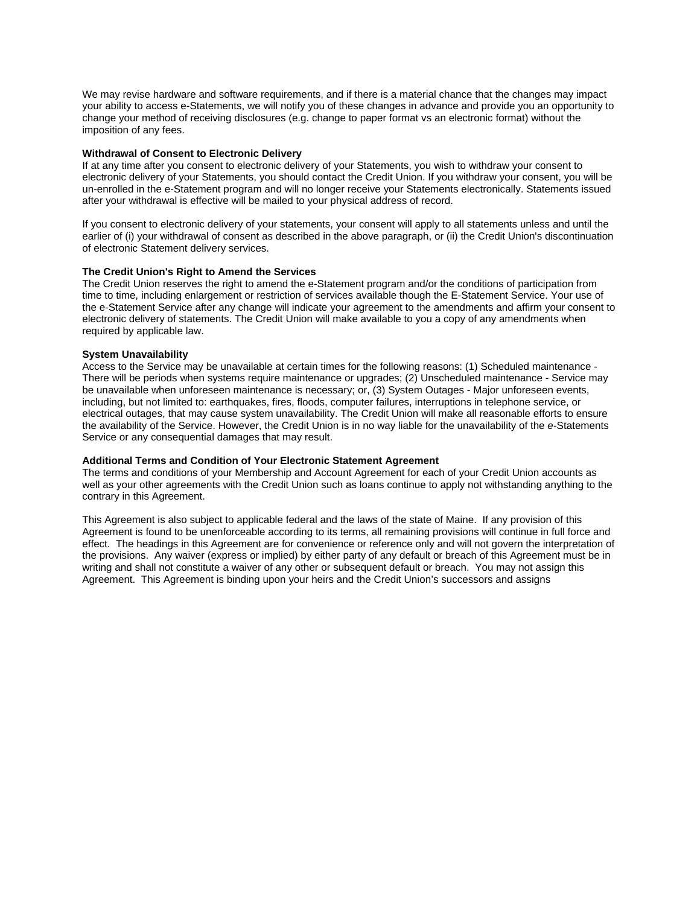We may revise hardware and software requirements, and if there is a material chance that the changes may impact your ability to access e-Statements, we will notify you of these changes in advance and provide you an opportunity to change your method of receiving disclosures (e.g. change to paper format vs an electronic format) without the imposition of any fees.

**Withdrawal of Consent to Electronic Delivery**

If at any time after you consent to electronic delivery of your Statements, you wish to withdraw your consent to electronic delivery of your Statements, you should contact the Credit Union. If you withdraw your consent, you will be un-enrolled in the e-Statement program and will no longer receive your Statements electronically. Statements issued after your withdrawal is effective will be mailed to your physical address of record.

If you consent to electronic delivery of your statements, your consent will apply to all statements unless and until the earlier of (i) your withdrawal of consent as described in the above paragraph, or (ii) the Credit Union's discontinuation of electronic Statement delivery services.

**The Credit Union's Right to Amend the Services**

The Credit Union reserves the right to amend the e-Statement program and/or the conditions of participation from time to time, including enlargement or restriction of services available though the E-Statement Service. Your use of the e-Statement Service after any change will indicate your agreement to the amendments and affirm your consent to electronic delivery of statements. The Credit Union will make available to you a copy of any amendments when required by applicable law.

**System Unavailability**

Access to the Service may be unavailable at certain times for the following reasons: (1) Scheduled maintenance - There will be periods when systems require maintenance or upgrades; (2) Unscheduled maintenance - Service may be unavailable when unforeseen maintenance is necessary; or, (3) System Outages - Major unforeseen events, including, but not limited to: earthquakes, fires, floods, computer failures, interruptions in telephone service, or electrical outages, that may cause system unavailability. The Credit Union will make all reasonable efforts to ensure the availability of the Service. However, the Credit Union is in no way liable for the unavailability of the *e*-Statements Service or any consequential damages that may result.

**Additional Terms and Condition of Your Electronic Statement Agreement**

The terms and conditions of your Membership and Account Agreement for each of your Credit Union accounts as well as your other agreements with the Credit Union such as loans continue to apply not withstanding anything to the contrary in this Agreement.

This Agreement is also subject to applicable federal and the laws of the state of Maine. If any provision of this Agreement is found to be unenforceable according to its terms, all remaining provisions will continue in full force and effect. The headings in this Agreement are for convenience or reference only and will not govern the interpretation of the provisions. Any waiver (express or implied) by either party of any default or breach of this Agreement must be in writing and shall not constitute a waiver of any other or subsequent default or breach. You may not assign this Agreement. This Agreement is binding upon your heirs and the Credit Union's successors and assigns